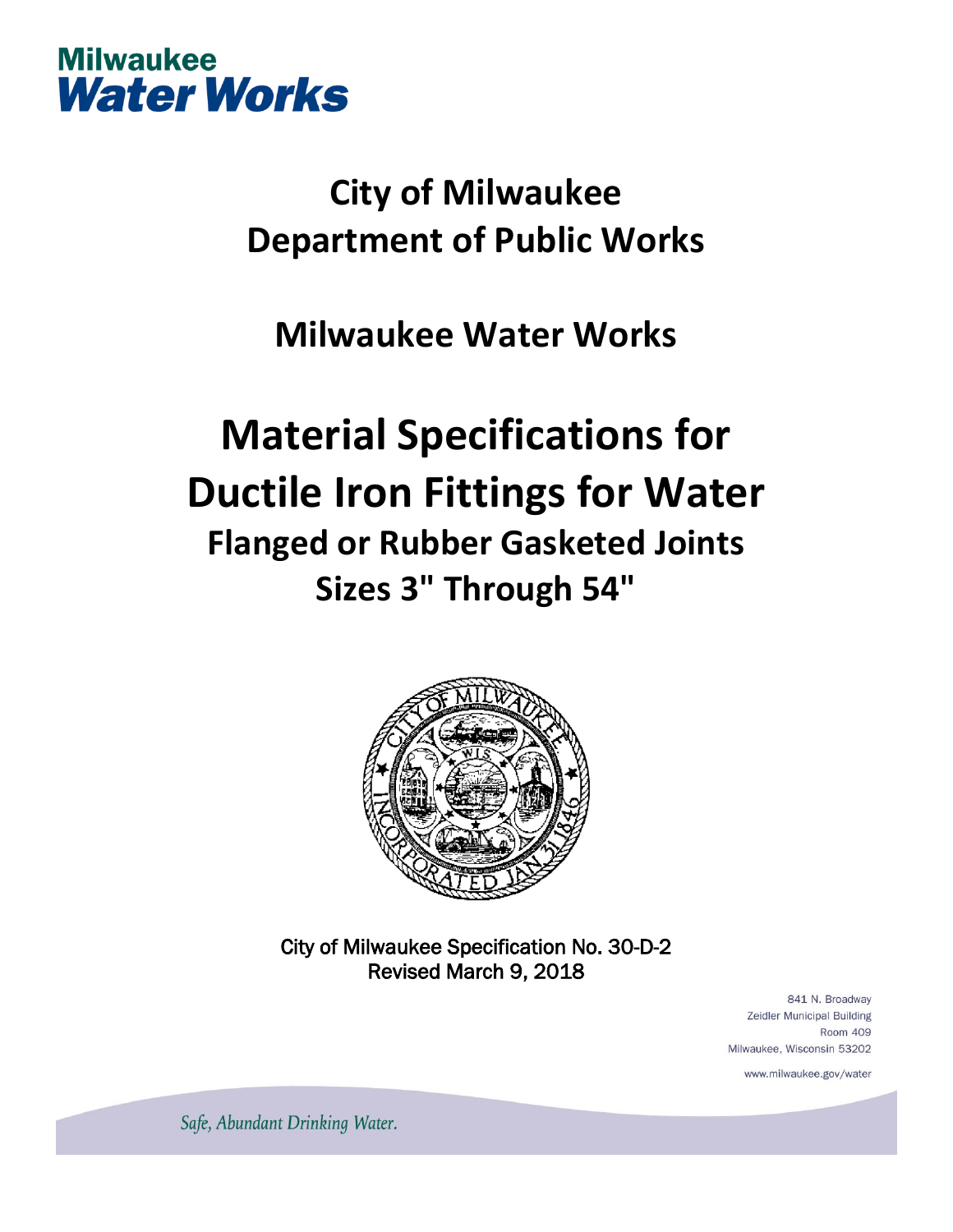Milwaukee
**Water Works**

# City of Milwaukee
# Department of Public Works

## Milwaukee Water Works

# Material Specifications for Ductile Iron Fittings for Water
## Flanged or Rubber Gasketed Joints
## Sizes 3" Through 54"

City of Milwaukee Specification No. 30-D-2
Revised March 9, 2018

841 N. Broadway
Zeidler Municipal Building
Room 409
Milwaukee, Wisconsin 53202

www.milwaukee.gov/water

*Safe, Abundant Drinking Water.*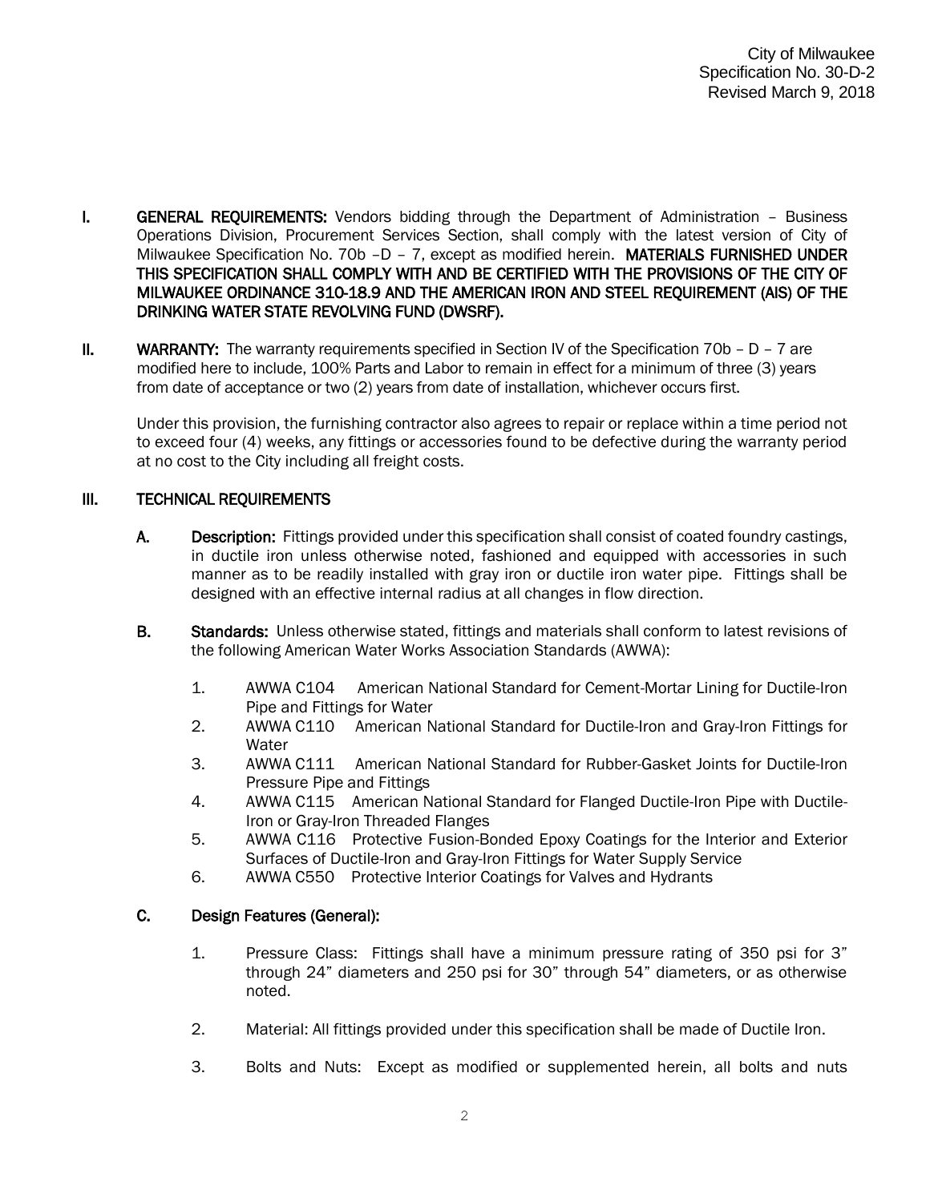**I. GENERAL REQUIREMENTS:** Vendors bidding through the Department of Administration – Business Operations Division, Procurement Services Section, shall comply with the latest version of City of Milwaukee Specification No. 70b –D – 7, except as modified herein. **MATERIALS FURNISHED UNDER THIS SPECIFICATION SHALL COMPLY WITH AND BE CERTIFIED WITH THE PROVISIONS OF THE CITY OF MILWAUKEE ORDINANCE 310-18.9 AND THE AMERICAN IRON AND STEEL REQUIREMENT (AIS) OF THE DRINKING WATER STATE REVOLVING FUND (DWSRF).**

**II. WARRANTY:** The warranty requirements specified in Section IV of the Specification 70b – D – 7 are modified here to include, 100% Parts and Labor to remain in effect for a minimum of three (3) years from date of acceptance or two (2) years from date of installation, whichever occurs first.

Under this provision, the furnishing contractor also agrees to repair or replace within a time period not to exceed four (4) weeks, any fittings or accessories found to be defective during the warranty period at no cost to the City including all freight costs.

**III. TECHNICAL REQUIREMENTS**

**A. Description:** Fittings provided under this specification shall consist of coated foundry castings, in ductile iron unless otherwise noted, fashioned and equipped with accessories in such manner as to be readily installed with gray iron or ductile iron water pipe. Fittings shall be designed with an effective internal radius at all changes in flow direction.

**B. Standards:** Unless otherwise stated, fittings and materials shall conform to latest revisions of the following American Water Works Association Standards (AWWA):

1. AWWA C104 American National Standard for Cement-Mortar Lining for Ductile-Iron Pipe and Fittings for Water
2. AWWA C110 American National Standard for Ductile-Iron and Gray-Iron Fittings for Water
3. AWWA C111 American National Standard for Rubber-Gasket Joints for Ductile-Iron Pressure Pipe and Fittings
4. AWWA C115 American National Standard for Flanged Ductile-Iron Pipe with Ductile-Iron or Gray-Iron Threaded Flanges
5. AWWA C116 Protective Fusion-Bonded Epoxy Coatings for the Interior and Exterior Surfaces of Ductile-Iron and Gray-Iron Fittings for Water Supply Service
6. AWWA C550 Protective Interior Coatings for Valves and Hydrants

**C. Design Features (General):**

1. Pressure Class: Fittings shall have a minimum pressure rating of 350 psi for 3" through 24" diameters and 250 psi for 30" through 54" diameters, or as otherwise noted.

2. Material: All fittings provided under this specification shall be made of Ductile Iron.

3. Bolts and Nuts: Except as modified or supplemented herein, all bolts and nuts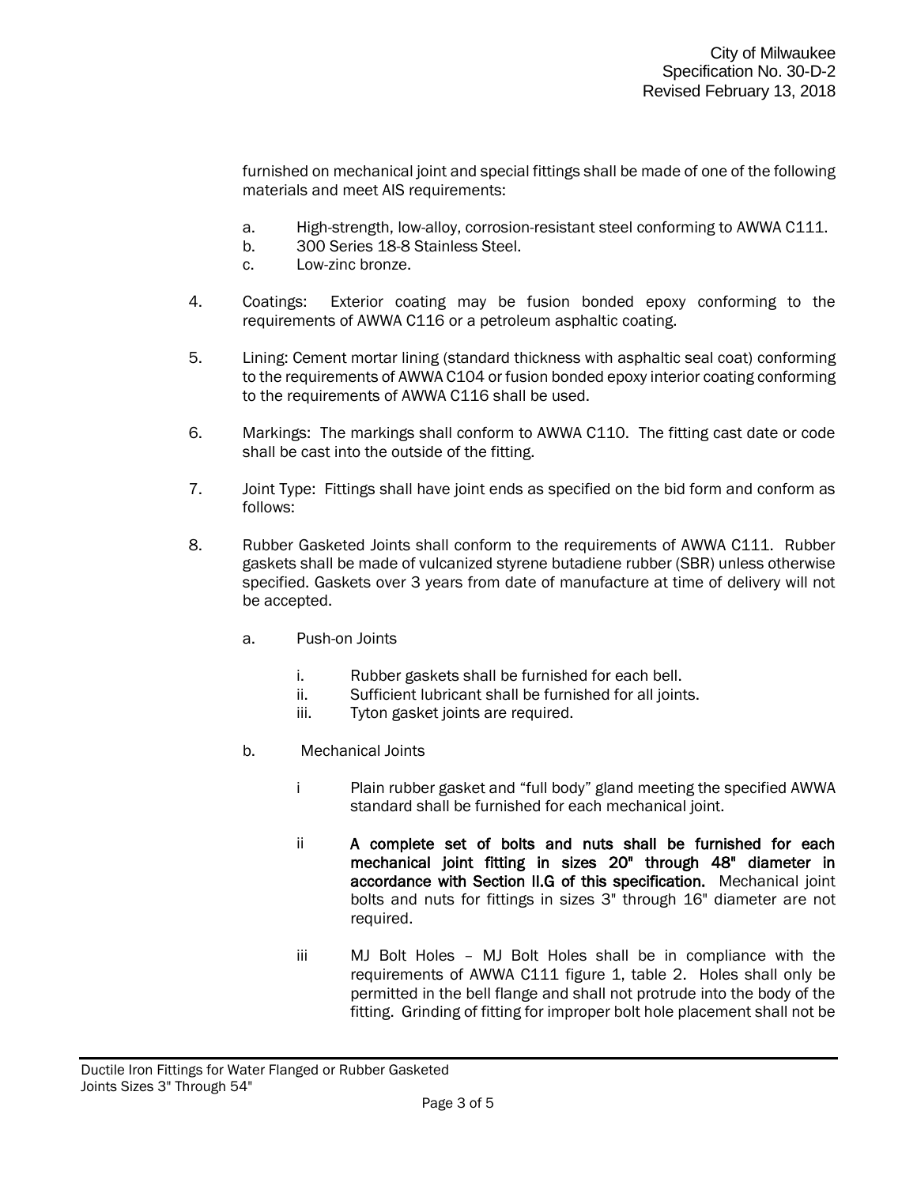furnished on mechanical joint and special fittings shall be made of one of the following materials and meet AIS requirements:

a. High-strength, low-alloy, corrosion-resistant steel conforming to AWWA C111.
b. 300 Series 18-8 Stainless Steel.
c. Low-zinc bronze.

4. Coatings: Exterior coating may be fusion bonded epoxy conforming to the requirements of AWWA C116 or a petroleum asphaltic coating.

5. Lining: Cement mortar lining (standard thickness with asphaltic seal coat) conforming to the requirements of AWWA C104 or fusion bonded epoxy interior coating conforming to the requirements of AWWA C116 shall be used.

6. Markings: The markings shall conform to AWWA C110. The fitting cast date or code shall be cast into the outside of the fitting.

7. Joint Type: Fittings shall have joint ends as specified on the bid form and conform as follows:

8. Rubber Gasketed Joints shall conform to the requirements of AWWA C111. Rubber gaskets shall be made of vulcanized styrene butadiene rubber (SBR) unless otherwise specified. Gaskets over 3 years from date of manufacture at time of delivery will not be accepted.

   a. Push-on Joints

      i. Rubber gaskets shall be furnished for each bell.
      ii. Sufficient lubricant shall be furnished for all joints.
      iii. Tyton gasket joints are required.

   b. Mechanical Joints

      i Plain rubber gasket and "full body" gland meeting the specified AWWA standard shall be furnished for each mechanical joint.

      ii **A complete set of bolts and nuts shall be furnished for each mechanical joint fitting in sizes 20" through 48" diameter in accordance with Section II.G of this specification.** Mechanical joint bolts and nuts for fittings in sizes 3" through 16" diameter are not required.

      iii MJ Bolt Holes – MJ Bolt Holes shall be in compliance with the requirements of AWWA C111 figure 1, table 2. Holes shall only be permitted in the bell flange and shall not protrude into the body of the fitting. Grinding of fitting for improper bolt hole placement shall not be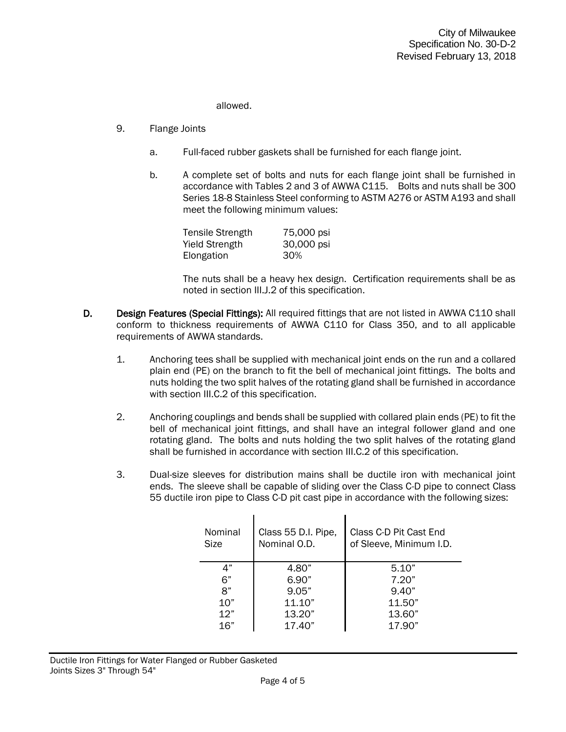allowed.

9. Flange Joints

   a. Full-faced rubber gaskets shall be furnished for each flange joint.

   b. A complete set of bolts and nuts for each flange joint shall be furnished in accordance with Tables 2 and 3 of AWWA C115. Bolts and nuts shall be 300 Series 18-8 Stainless Steel conforming to ASTM A276 or ASTM A193 and shall meet the following minimum values:

| | |
|---|---|
| Tensile Strength | 75,000 psi |
| Yield Strength | 30,000 psi |
| Elongation | 30% |

   The nuts shall be a heavy hex design. Certification requirements shall be as noted in section III.J.2 of this specification.

**D. Design Features (Special Fittings):** All required fittings that are not listed in AWWA C110 shall conform to thickness requirements of AWWA C110 for Class 350, and to all applicable requirements of AWWA standards.

1. Anchoring tees shall be supplied with mechanical joint ends on the run and a collared plain end (PE) on the branch to fit the bell of mechanical joint fittings. The bolts and nuts holding the two split halves of the rotating gland shall be furnished in accordance with section III.C.2 of this specification.

2. Anchoring couplings and bends shall be supplied with collared plain ends (PE) to fit the bell of mechanical joint fittings, and shall have an integral follower gland and one rotating gland. The bolts and nuts holding the two split halves of the rotating gland shall be furnished in accordance with section III.C.2 of this specification.

3. Dual-size sleeves for distribution mains shall be ductile iron with mechanical joint ends. The sleeve shall be capable of sliding over the Class C-D pipe to connect Class 55 ductile iron pipe to Class C-D pit cast pipe in accordance with the following sizes:

| Nominal Size | Class 55 D.I. Pipe, Nominal O.D. | Class C-D Pit Cast End of Sleeve, Minimum I.D. |
|---|---|---|
| 4" | 4.80" | 5.10" |
| 6" | 6.90" | 7.20" |
| 8" | 9.05" | 9.40" |
| 10" | 11.10" | 11.50" |
| 12" | 13.20" | 13.60" |
| 16" | 17.40" | 17.90" |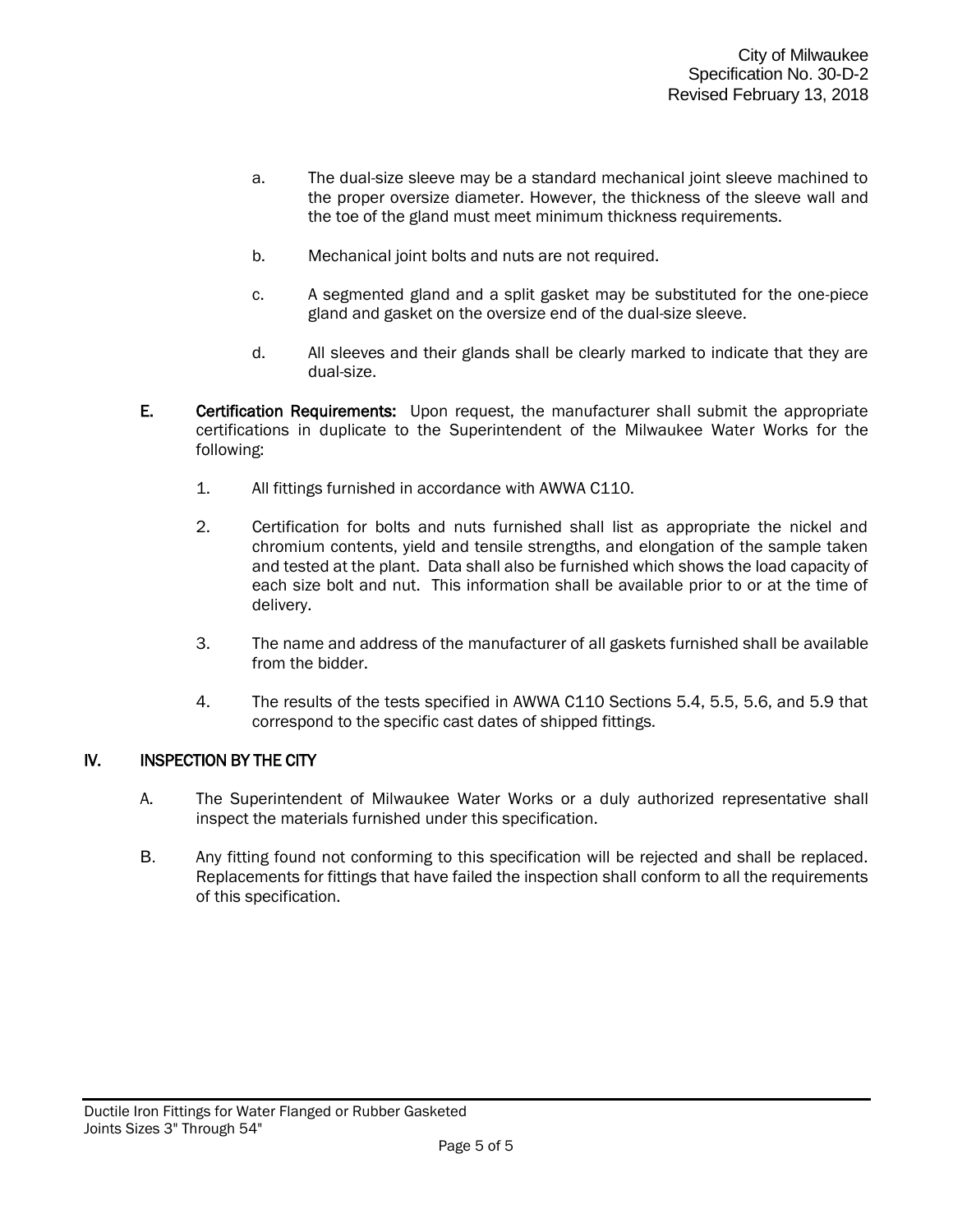a. The dual-size sleeve may be a standard mechanical joint sleeve machined to the proper oversize diameter. However, the thickness of the sleeve wall and the toe of the gland must meet minimum thickness requirements.

b. Mechanical joint bolts and nuts are not required.

c. A segmented gland and a split gasket may be substituted for the one-piece gland and gasket on the oversize end of the dual-size sleeve.

d. All sleeves and their glands shall be clearly marked to indicate that they are dual-size.

**E. Certification Requirements:** Upon request, the manufacturer shall submit the appropriate certifications in duplicate to the Superintendent of the Milwaukee Water Works for the following:

1. All fittings furnished in accordance with AWWA C110.

2. Certification for bolts and nuts furnished shall list as appropriate the nickel and chromium contents, yield and tensile strengths, and elongation of the sample taken and tested at the plant. Data shall also be furnished which shows the load capacity of each size bolt and nut. This information shall be available prior to or at the time of delivery.

3. The name and address of the manufacturer of all gaskets furnished shall be available from the bidder.

4. The results of the tests specified in AWWA C110 Sections 5.4, 5.5, 5.6, and 5.9 that correspond to the specific cast dates of shipped fittings.

## IV. INSPECTION BY THE CITY

A. The Superintendent of Milwaukee Water Works or a duly authorized representative shall inspect the materials furnished under this specification.

B. Any fitting found not conforming to this specification will be rejected and shall be replaced. Replacements for fittings that have failed the inspection shall conform to all the requirements of this specification.